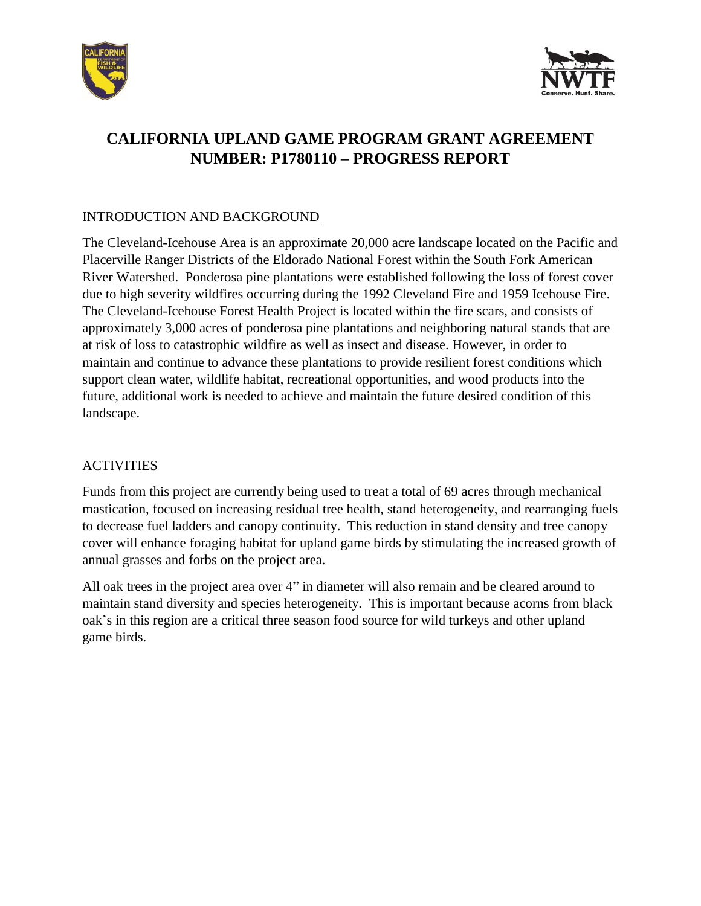# CALIFORNIA UPLAND GAME PROGRAM GRANT AGREEMENT NUMBER: P1780110 – PROGRESS REPORT

## INTRODUCTION AND BACKGROUND

The Cleveland-Icehouse Area is an approximate 20,000 acre landscape located on the Pacific and Placerville Ranger Districts of the Eldorado National Forest within the South Fork American River Watershed. Ponderosa pine plantations were established following the loss of forest cover due to high severity wildfires occurring during the 1992 Cleveland Fire and 1959 Icehouse Fire. The Cleveland-Icehouse Forest Health Project is located within the fire scars, and consists of approximately 3,000 acres of ponderosa pine plantations and neighboring natural stands that are at risk of loss to catastrophic wildfire as well as insect and disease. However, in order to maintain and continue to advance these plantations to provide resilient forest conditions which support clean water, wildlife habitat, recreational opportunities, and wood products into the future, additional work is needed to achieve and maintain the future desired condition of this landscape.

## ACTIVITIES

Funds from this project are currently being used to treat a total of 69 acres through mechanical mastication, focused on increasing residual tree health, stand heterogeneity, and rearranging fuels to decrease fuel ladders and canopy continuity. This reduction in stand density and tree canopy cover will enhance foraging habitat for upland game birds by stimulating the increased growth of annual grasses and forbs on the project area.

All oak trees in the project area over 4" in diameter will also remain and be cleared around to maintain stand diversity and species heterogeneity. This is important because acorns from black oak's in this region are a critical three season food source for wild turkeys and other upland game birds.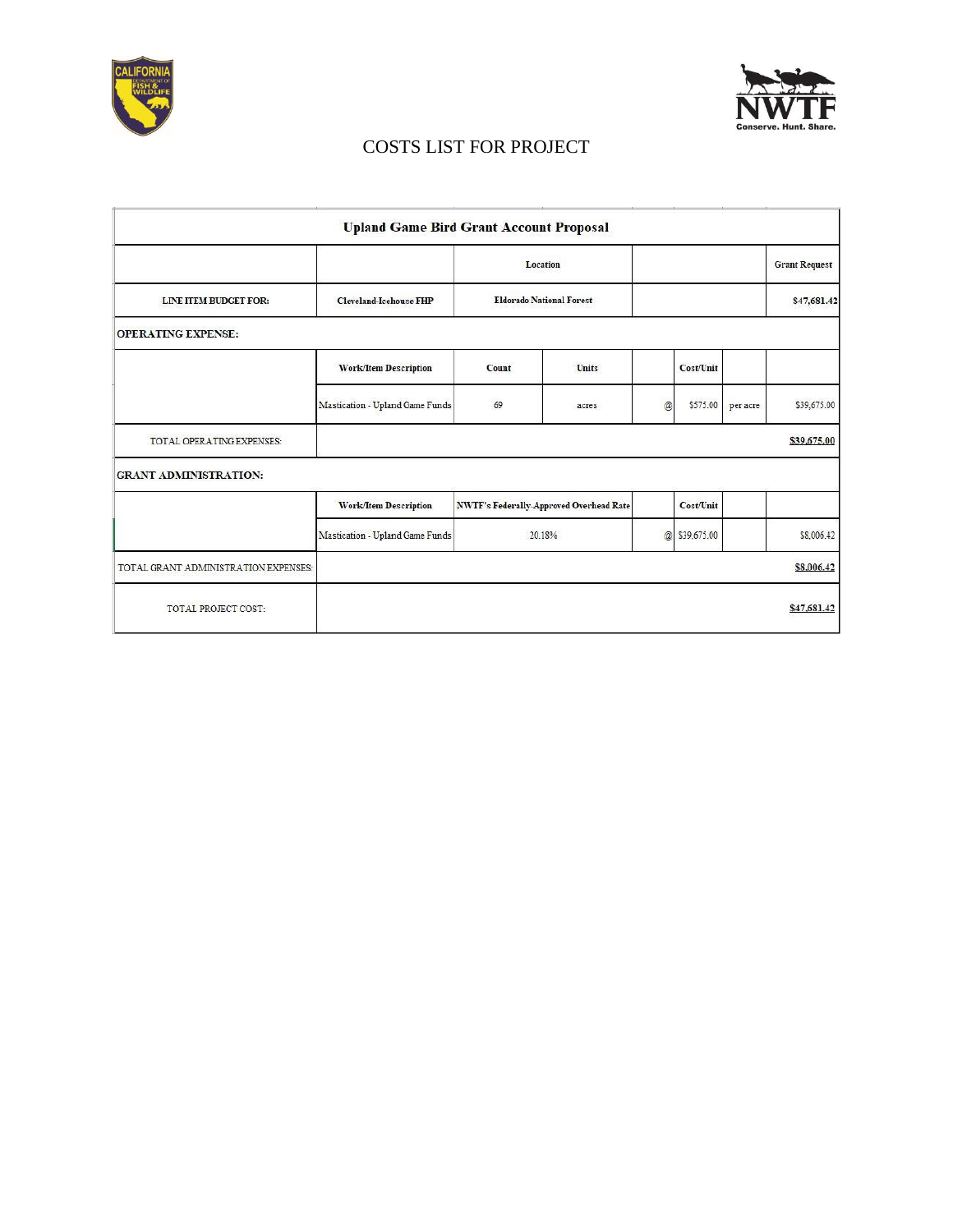# COSTS LIST FOR PROJECT

| Upland Game Bird Grant Account Proposal | | | | | | | |
|---|---|---|---|---|---|---|---|
| | | Location | | | | | Grant Request |
| LINE ITEM BUDGET FOR: | Cleveland-Icehouse FHP | Eldorado National Forest | | | | | $47,681.42 |
| **OPERATING EXPENSE:** | | | | | | | |
| | Work/Item Description | Count | Units | | Cost/Unit | | |
| | Mastication - Upland Game Funds | 69 | acres | @ | $575.00 | per acre | $39,675.00 |
| TOTAL OPERATING EXPENSES: | | | | | | | $39,675.00 |
| **GRANT ADMINISTRATION:** | | | | | | | |
| | Work/Item Description | NWTF's Federally-Approved Overhead Rate | | | Cost/Unit | | |
| | Mastication - Upland Game Funds | 20.18% | | @ | $39,675.00 | | $8,006.42 |
| TOTAL GRANT ADMINISTRATION EXPENSES: | | | | | | | $8,006.42 |
| TOTAL PROJECT COST: | | | | | | | $47,681.42 |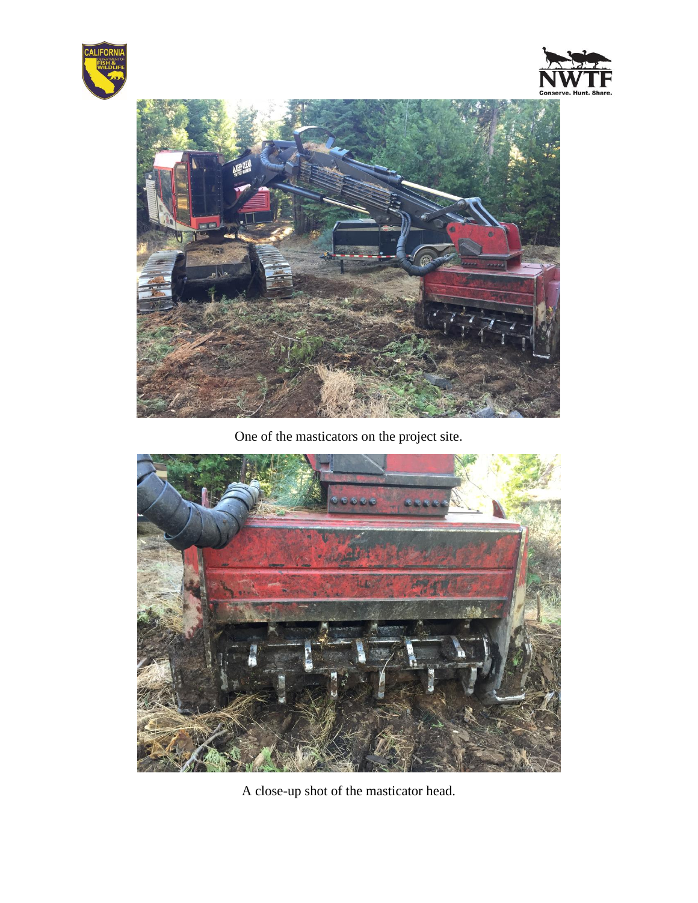One of the masticators on the project site.

A close-up shot of the masticator head.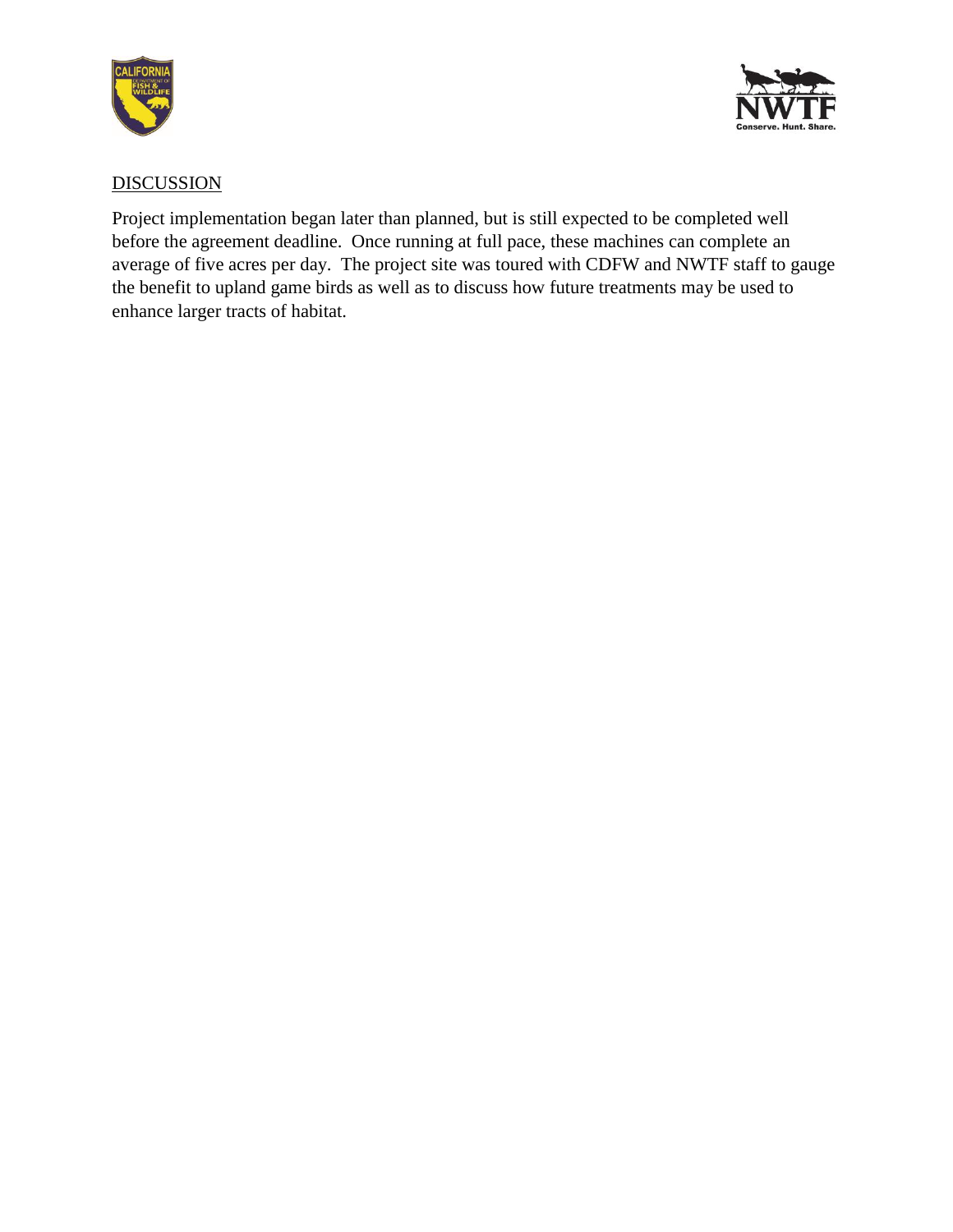DISCUSSION

Project implementation began later than planned, but is still expected to be completed well before the agreement deadline. Once running at full pace, these machines can complete an average of five acres per day. The project site was toured with CDFW and NWTF staff to gauge the benefit to upland game birds as well as to discuss how future treatments may be used to enhance larger tracts of habitat.